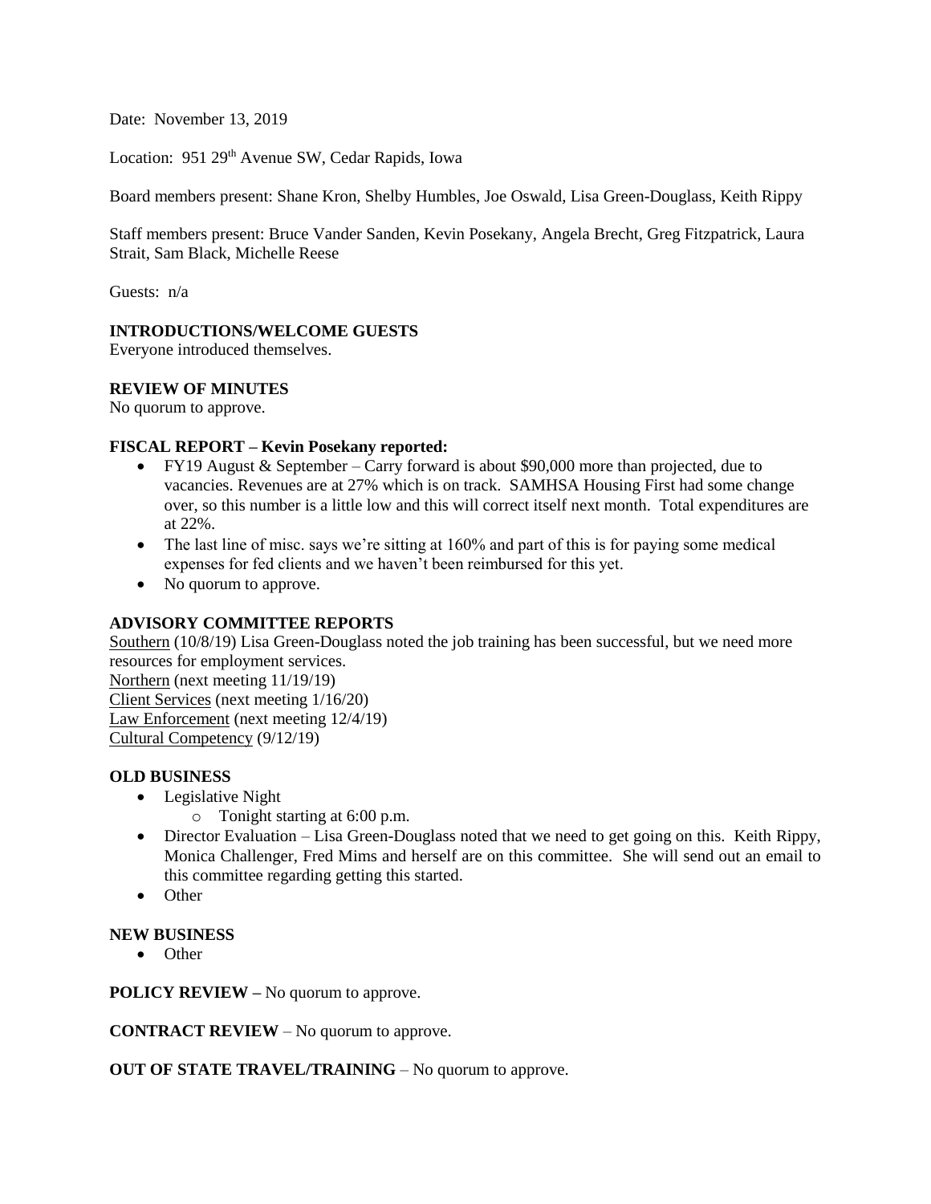Date: November 13, 2019

Location: 951 29th Avenue SW, Cedar Rapids, Iowa

Board members present: Shane Kron, Shelby Humbles, Joe Oswald, Lisa Green-Douglass, Keith Rippy

Staff members present: Bruce Vander Sanden, Kevin Posekany, Angela Brecht, Greg Fitzpatrick, Laura Strait, Sam Black, Michelle Reese

Guests: n/a

**INTRODUCTIONS/WELCOME GUESTS**

Everyone introduced themselves.

**REVIEW OF MINUTES**

No quorum to approve.

**FISCAL REPORT – Kevin Posekany reported:**

- FY19 August & September – Carry forward is about $90,000 more than projected, due to vacancies. Revenues are at 27% which is on track. SAMHSA Housing First had some change over, so this number is a little low and this will correct itself next month. Total expenditures are at 22%.
- The last line of misc. says we're sitting at 160% and part of this is for paying some medical expenses for fed clients and we haven't been reimbursed for this yet.
- No quorum to approve.

**ADVISORY COMMITTEE REPORTS**

Southern (10/8/19) Lisa Green-Douglass noted the job training has been successful, but we need more resources for employment services.
Northern (next meeting 11/19/19)
Client Services (next meeting 1/16/20)
Law Enforcement (next meeting 12/4/19)
Cultural Competency (9/12/19)

**OLD BUSINESS**

- Legislative Night
  - Tonight starting at 6:00 p.m.
- Director Evaluation – Lisa Green-Douglass noted that we need to get going on this. Keith Rippy, Monica Challenger, Fred Mims and herself are on this committee. She will send out an email to this committee regarding getting this started.
- Other

**NEW BUSINESS**

- Other

**POLICY REVIEW –** No quorum to approve.

**CONTRACT REVIEW** – No quorum to approve.

**OUT OF STATE TRAVEL/TRAINING** – No quorum to approve.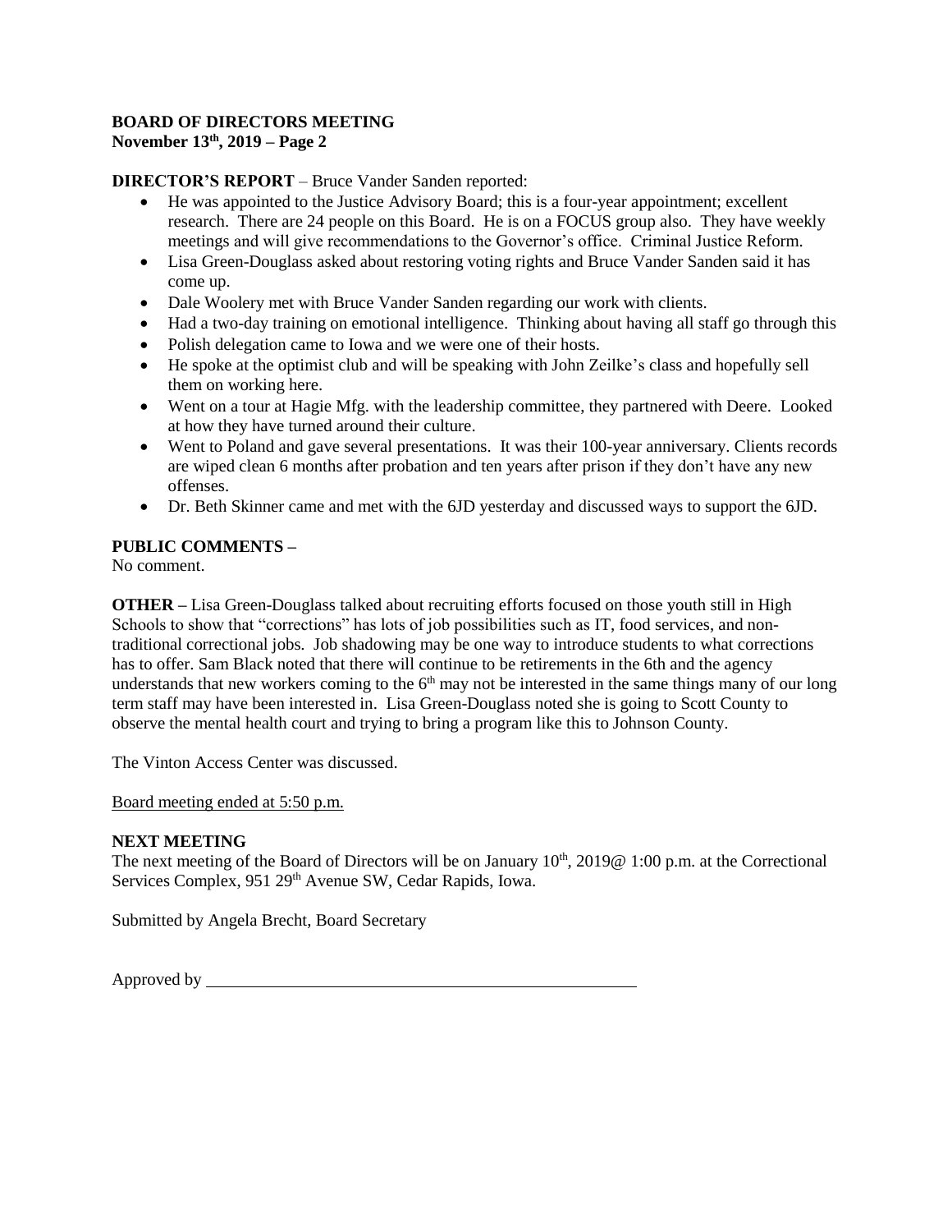**BOARD OF DIRECTORS MEETING**
**November 13th, 2019 – Page 2**

**DIRECTOR'S REPORT** – Bruce Vander Sanden reported:

- He was appointed to the Justice Advisory Board; this is a four-year appointment; excellent research. There are 24 people on this Board. He is on a FOCUS group also. They have weekly meetings and will give recommendations to the Governor's office. Criminal Justice Reform.
- Lisa Green-Douglass asked about restoring voting rights and Bruce Vander Sanden said it has come up.
- Dale Woolery met with Bruce Vander Sanden regarding our work with clients.
- Had a two-day training on emotional intelligence. Thinking about having all staff go through this
- Polish delegation came to Iowa and we were one of their hosts.
- He spoke at the optimist club and will be speaking with John Zeilke's class and hopefully sell them on working here.
- Went on a tour at Hagie Mfg. with the leadership committee, they partnered with Deere. Looked at how they have turned around their culture.
- Went to Poland and gave several presentations. It was their 100-year anniversary. Clients records are wiped clean 6 months after probation and ten years after prison if they don't have any new offenses.
- Dr. Beth Skinner came and met with the 6JD yesterday and discussed ways to support the 6JD.

**PUBLIC COMMENTS –**
No comment.

**OTHER –** Lisa Green-Douglass talked about recruiting efforts focused on those youth still in High Schools to show that "corrections" has lots of job possibilities such as IT, food services, and non-traditional correctional jobs. Job shadowing may be one way to introduce students to what corrections has to offer. Sam Black noted that there will continue to be retirements in the 6th and the agency understands that new workers coming to the 6th may not be interested in the same things many of our long term staff may have been interested in. Lisa Green-Douglass noted she is going to Scott County to observe the mental health court and trying to bring a program like this to Johnson County.

The Vinton Access Center was discussed.

Board meeting ended at 5:50 p.m.

**NEXT MEETING**
The next meeting of the Board of Directors will be on January 10th, 2019@ 1:00 p.m. at the Correctional Services Complex, 951 29th Avenue SW, Cedar Rapids, Iowa.

Submitted by Angela Brecht, Board Secretary

Approved by \_\_\_\_\_\_\_\_\_\_\_\_\_\_\_\_\_\_\_\_\_\_\_\_\_\_\_\_\_\_\_\_\_\_\_\_\_\_\_\_\_\_\_\_